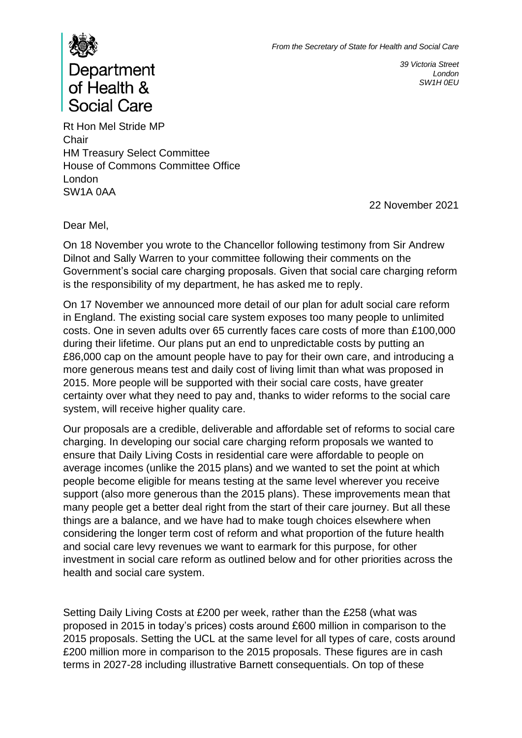Department of Health & Social Care

*From the Secretary of State for Health and Social Care*

*39 Victoria Street*
*London*
*SW1H 0EU*

Rt Hon Mel Stride MP
Chair
HM Treasury Select Committee
House of Commons Committee Office
London
SW1A 0AA

22 November 2021

Dear Mel,

On 18 November you wrote to the Chancellor following testimony from Sir Andrew Dilnot and Sally Warren to your committee following their comments on the Government's social care charging proposals. Given that social care charging reform is the responsibility of my department, he has asked me to reply.

On 17 November we announced more detail of our plan for adult social care reform in England. The existing social care system exposes too many people to unlimited costs. One in seven adults over 65 currently faces care costs of more than £100,000 during their lifetime. Our plans put an end to unpredictable costs by putting an £86,000 cap on the amount people have to pay for their own care, and introducing a more generous means test and daily cost of living limit than what was proposed in 2015. More people will be supported with their social care costs, have greater certainty over what they need to pay and, thanks to wider reforms to the social care system, will receive higher quality care.

Our proposals are a credible, deliverable and affordable set of reforms to social care charging. In developing our social care charging reform proposals we wanted to ensure that Daily Living Costs in residential care were affordable to people on average incomes (unlike the 2015 plans) and we wanted to set the point at which people become eligible for means testing at the same level wherever you receive support (also more generous than the 2015 plans). These improvements mean that many people get a better deal right from the start of their care journey. But all these things are a balance, and we have had to make tough choices elsewhere when considering the longer term cost of reform and what proportion of the future health and social care levy revenues we want to earmark for this purpose, for other investment in social care reform as outlined below and for other priorities across the health and social care system.

Setting Daily Living Costs at £200 per week, rather than the £258 (what was proposed in 2015 in today's prices) costs around £600 million in comparison to the 2015 proposals. Setting the UCL at the same level for all types of care, costs around £200 million more in comparison to the 2015 proposals. These figures are in cash terms in 2027-28 including illustrative Barnett consequentials. On top of these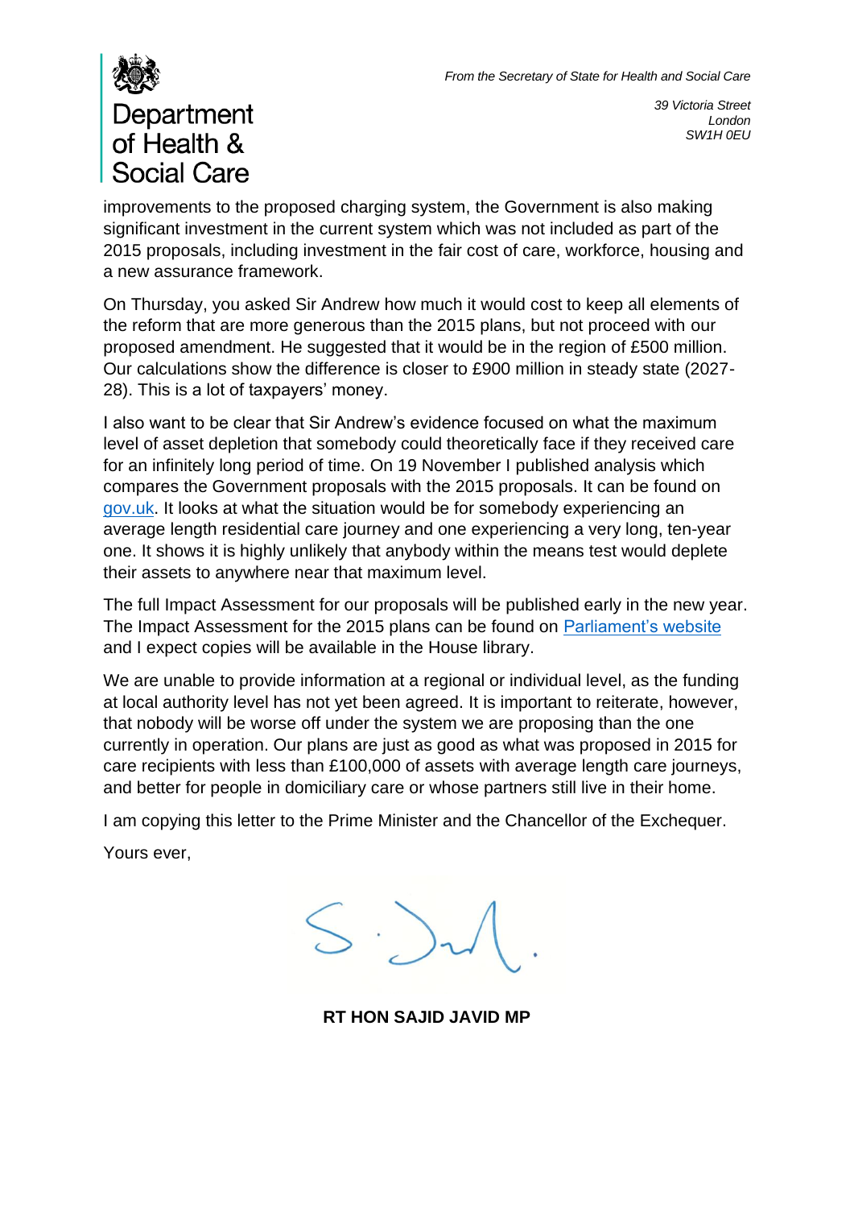From the Secretary of State for Health and Social Care

39 Victoria Street
London
SW1H 0EU

improvements to the proposed charging system, the Government is also making significant investment in the current system which was not included as part of the 2015 proposals, including investment in the fair cost of care, workforce, housing and a new assurance framework.

On Thursday, you asked Sir Andrew how much it would cost to keep all elements of the reform that are more generous than the 2015 plans, but not proceed with our proposed amendment. He suggested that it would be in the region of £500 million. Our calculations show the difference is closer to £900 million in steady state (2027-28). This is a lot of taxpayers' money.

I also want to be clear that Sir Andrew's evidence focused on what the maximum level of asset depletion that somebody could theoretically face if they received care for an infinitely long period of time. On 19 November I published analysis which compares the Government proposals with the 2015 proposals. It can be found on gov.uk. It looks at what the situation would be for somebody experiencing an average length residential care journey and one experiencing a very long, ten-year one. It shows it is highly unlikely that anybody within the means test would deplete their assets to anywhere near that maximum level.

The full Impact Assessment for our proposals will be published early in the new year. The Impact Assessment for the 2015 plans can be found on Parliament's website and I expect copies will be available in the House library.

We are unable to provide information at a regional or individual level, as the funding at local authority level has not yet been agreed. It is important to reiterate, however, that nobody will be worse off under the system we are proposing than the one currently in operation. Our plans are just as good as what was proposed in 2015 for care recipients with less than £100,000 of assets with average length care journeys, and better for people in domiciliary care or whose partners still live in their home.

I am copying this letter to the Prime Minister and the Chancellor of the Exchequer.

Yours ever,

**RT HON SAJID JAVID MP**